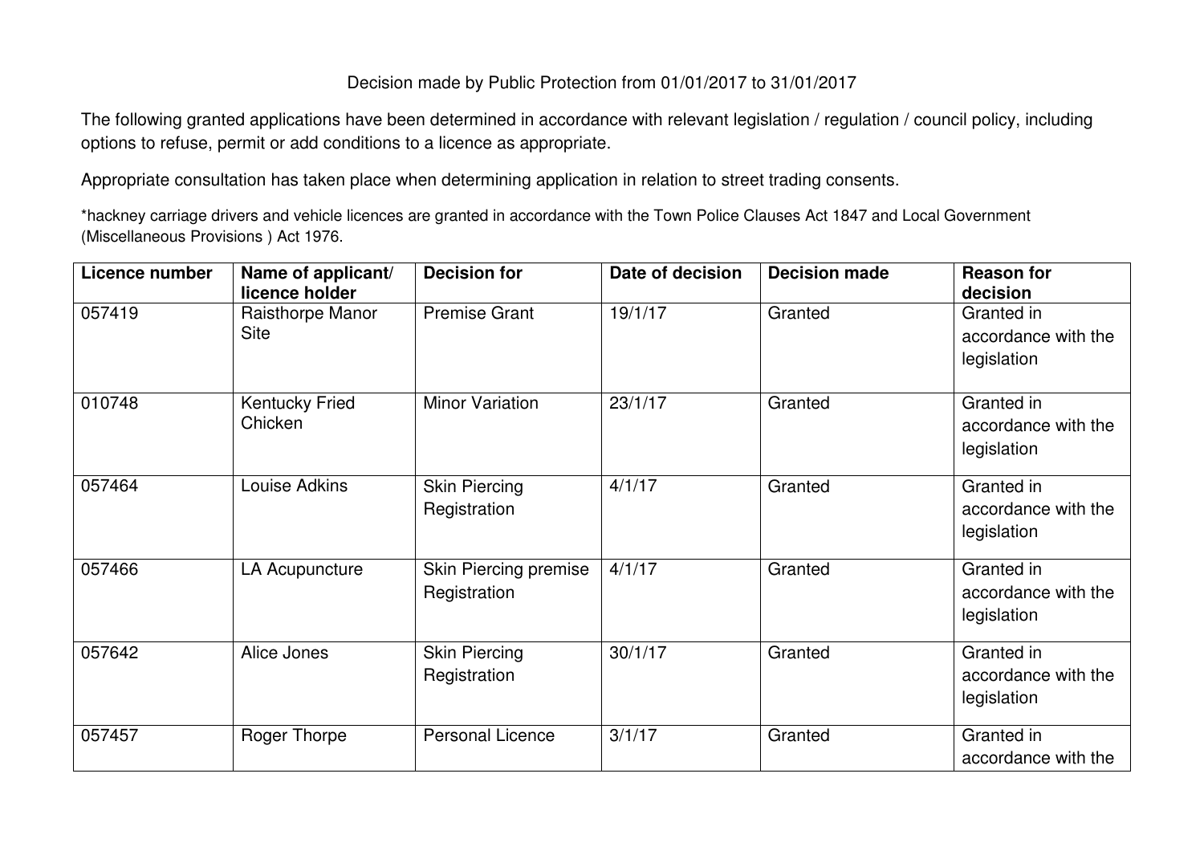Decision made by Public Protection from 01/01/2017 to 31/01/2017

The following granted applications have been determined in accordance with relevant legislation / regulation / council policy, including options to refuse, permit or add conditions to a licence as appropriate.

Appropriate consultation has taken place when determining application in relation to street trading consents.

*hackney carriage drivers and vehicle licences are granted in accordance with the Town Police Clauses Act 1847 and Local Government (Miscellaneous Provisions ) Act 1976.

| Licence number | Name of applicant/ licence holder | Decision for | Date of decision | Decision made | Reason for decision |
|---|---|---|---|---|---|
| 057419 | Raisthorpe Manor Site | Premise Grant | 19/1/17 | Granted | Granted in accordance with the legislation |
| 010748 | Kentucky Fried Chicken | Minor Variation | 23/1/17 | Granted | Granted in accordance with the legislation |
| 057464 | Louise Adkins | Skin Piercing Registration | 4/1/17 | Granted | Granted in accordance with the legislation |
| 057466 | LA Acupuncture | Skin Piercing premise Registration | 4/1/17 | Granted | Granted in accordance with the legislation |
| 057642 | Alice Jones | Skin Piercing Registration | 30/1/17 | Granted | Granted in accordance with the legislation |
| 057457 | Roger Thorpe | Personal Licence | 3/1/17 | Granted | Granted in accordance with the |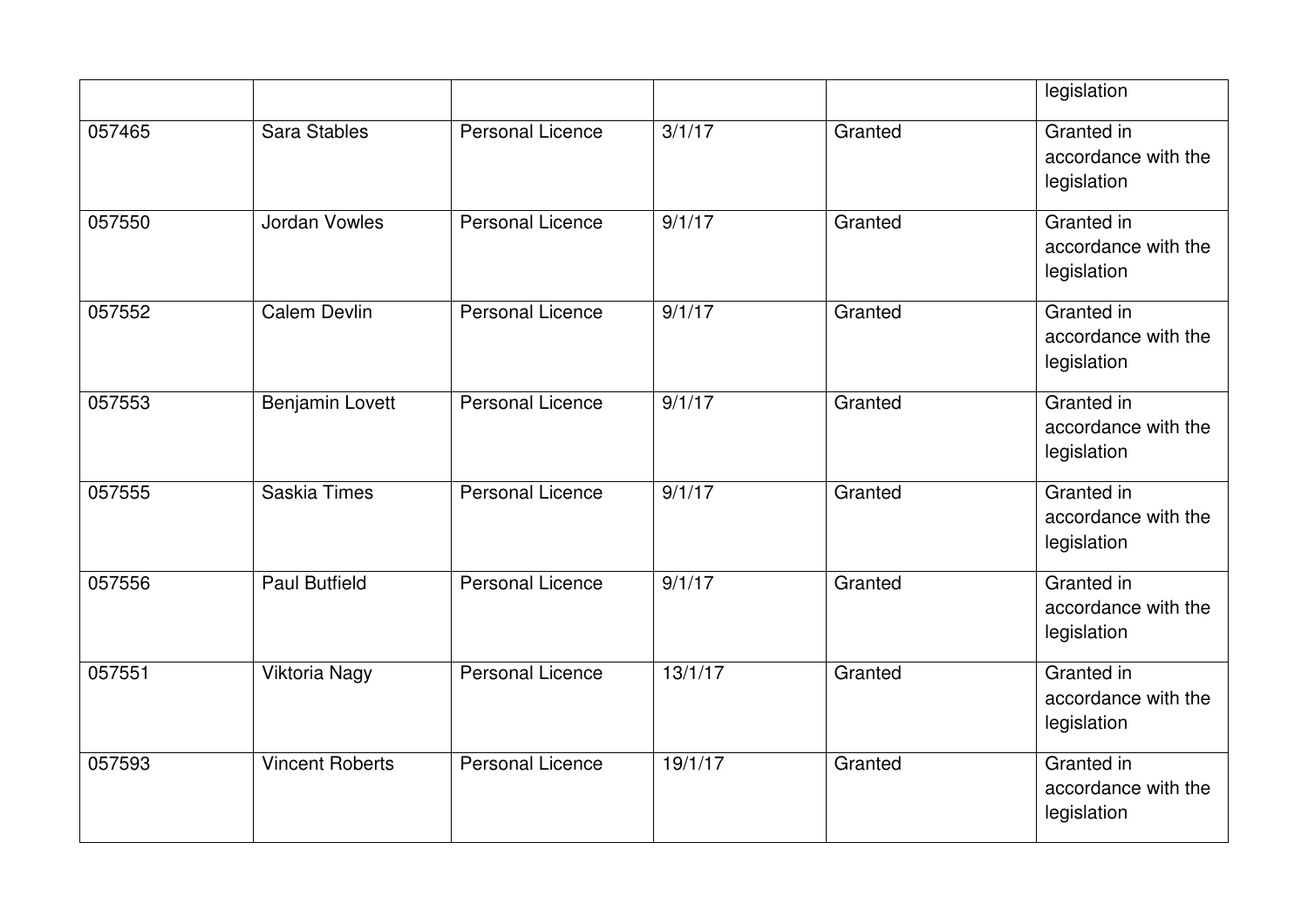| | | | | | legislation |
|---|---|---|---|---|---|
| 057465 | Sara Stables | Personal Licence | 3/1/17 | Granted | Granted in accordance with the legislation |
| 057550 | Jordan Vowles | Personal Licence | 9/1/17 | Granted | Granted in accordance with the legislation |
| 057552 | Calem Devlin | Personal Licence | 9/1/17 | Granted | Granted in accordance with the legislation |
| 057553 | Benjamin Lovett | Personal Licence | 9/1/17 | Granted | Granted in accordance with the legislation |
| 057555 | Saskia Times | Personal Licence | 9/1/17 | Granted | Granted in accordance with the legislation |
| 057556 | Paul Butfield | Personal Licence | 9/1/17 | Granted | Granted in accordance with the legislation |
| 057551 | Viktoria Nagy | Personal Licence | 13/1/17 | Granted | Granted in accordance with the legislation |
| 057593 | Vincent Roberts | Personal Licence | 19/1/17 | Granted | Granted in accordance with the legislation |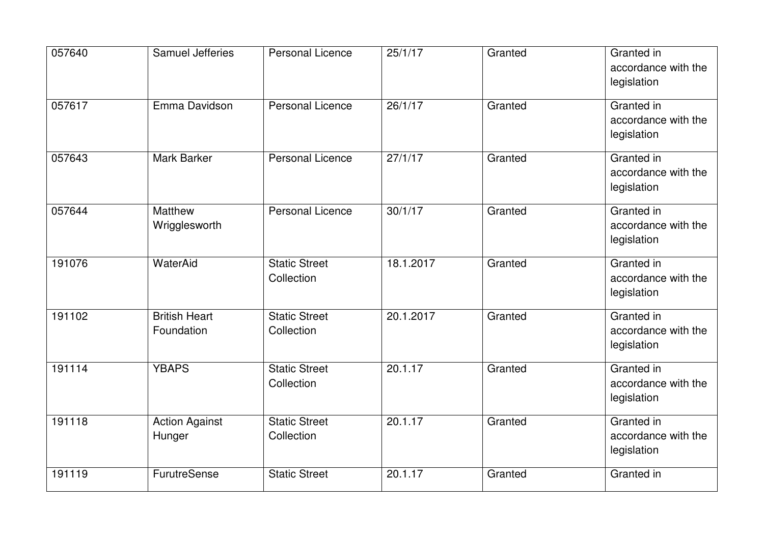| | | | | | |
|---|---|---|---|---|---|
| 057640 | Samuel Jefferies | Personal Licence | 25/1/17 | Granted | Granted in accordance with the legislation |
| 057617 | Emma Davidson | Personal Licence | 26/1/17 | Granted | Granted in accordance with the legislation |
| 057643 | Mark Barker | Personal Licence | 27/1/17 | Granted | Granted in accordance with the legislation |
| 057644 | Matthew Wrigglesworth | Personal Licence | 30/1/17 | Granted | Granted in accordance with the legislation |
| 191076 | WaterAid | Static Street Collection | 18.1.2017 | Granted | Granted in accordance with the legislation |
| 191102 | British Heart Foundation | Static Street Collection | 20.1.2017 | Granted | Granted in accordance with the legislation |
| 191114 | YBAPS | Static Street Collection | 20.1.17 | Granted | Granted in accordance with the legislation |
| 191118 | Action Against Hunger | Static Street Collection | 20.1.17 | Granted | Granted in accordance with the legislation |
| 191119 | FurutreSense | Static Street | 20.1.17 | Granted | Granted in |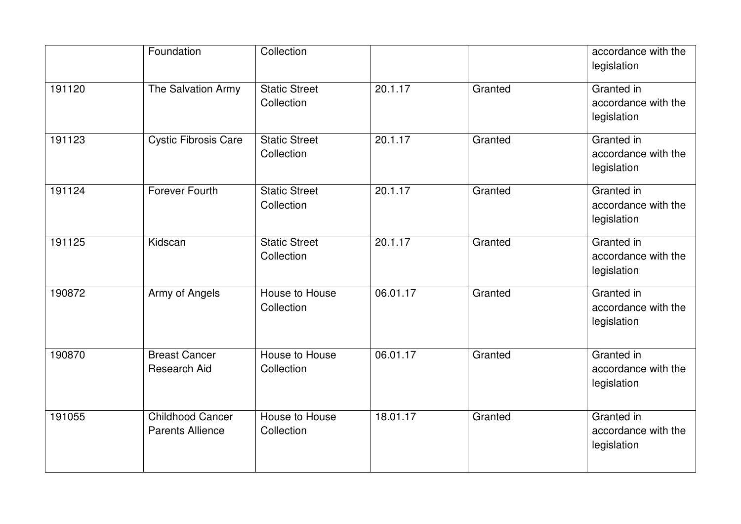| | Foundation | Collection | | | accordance with the legislation |
|---|---|---|---|---|---|
| 191120 | The Salvation Army | Static Street Collection | 20.1.17 | Granted | Granted in accordance with the legislation |
| 191123 | Cystic Fibrosis Care | Static Street Collection | 20.1.17 | Granted | Granted in accordance with the legislation |
| 191124 | Forever Fourth | Static Street Collection | 20.1.17 | Granted | Granted in accordance with the legislation |
| 191125 | Kidscan | Static Street Collection | 20.1.17 | Granted | Granted in accordance with the legislation |
| 190872 | Army of Angels | House to House Collection | 06.01.17 | Granted | Granted in accordance with the legislation |
| 190870 | Breast Cancer Research Aid | House to House Collection | 06.01.17 | Granted | Granted in accordance with the legislation |
| 191055 | Childhood Cancer Parents Allience | House to House Collection | 18.01.17 | Granted | Granted in accordance with the legislation |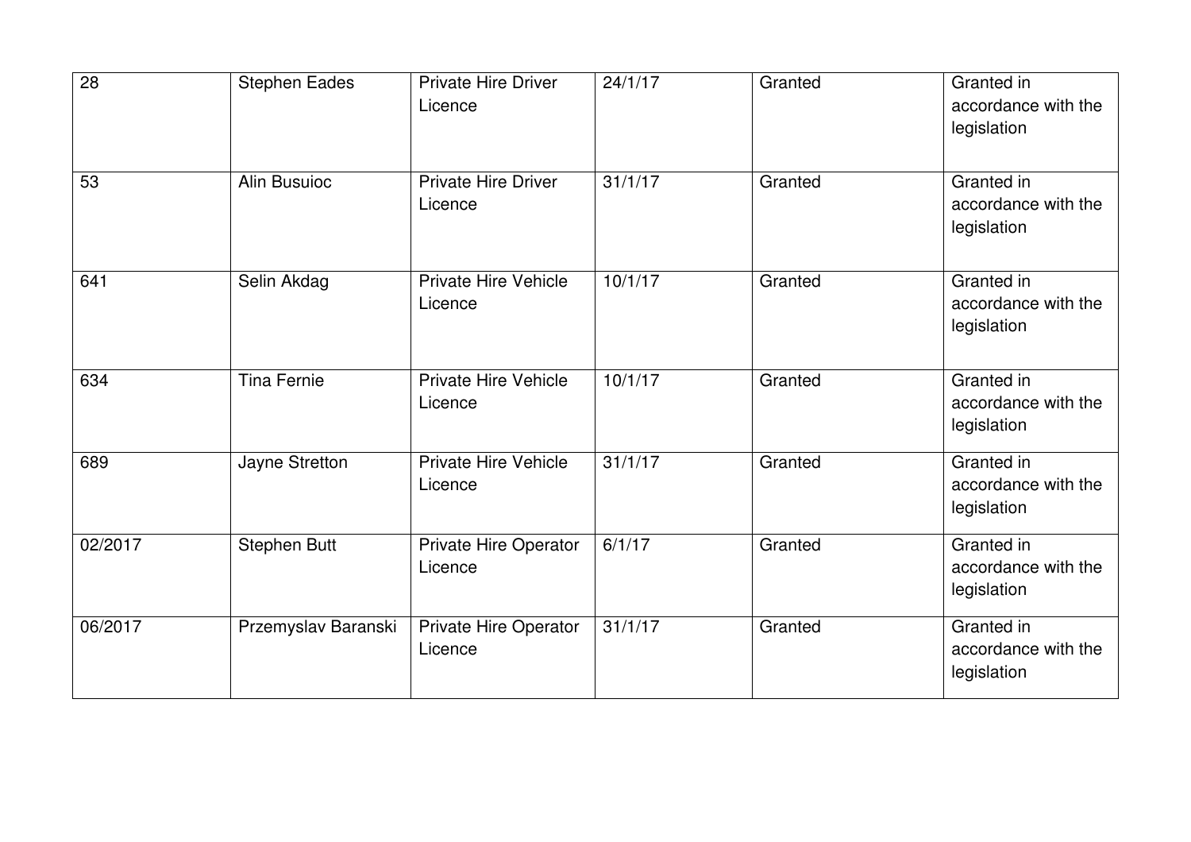| | | | | | |
|---|---|---|---|---|---|
| 28 | Stephen Eades | Private Hire Driver Licence | 24/1/17 | Granted | Granted in accordance with the legislation |
| 53 | Alin Busuioc | Private Hire Driver Licence | 31/1/17 | Granted | Granted in accordance with the legislation |
| 641 | Selin Akdag | Private Hire Vehicle Licence | 10/1/17 | Granted | Granted in accordance with the legislation |
| 634 | Tina Fernie | Private Hire Vehicle Licence | 10/1/17 | Granted | Granted in accordance with the legislation |
| 689 | Jayne Stretton | Private Hire Vehicle Licence | 31/1/17 | Granted | Granted in accordance with the legislation |
| 02/2017 | Stephen Butt | Private Hire Operator Licence | 6/1/17 | Granted | Granted in accordance with the legislation |
| 06/2017 | Przemyslav Baranski | Private Hire Operator Licence | 31/1/17 | Granted | Granted in accordance with the legislation |